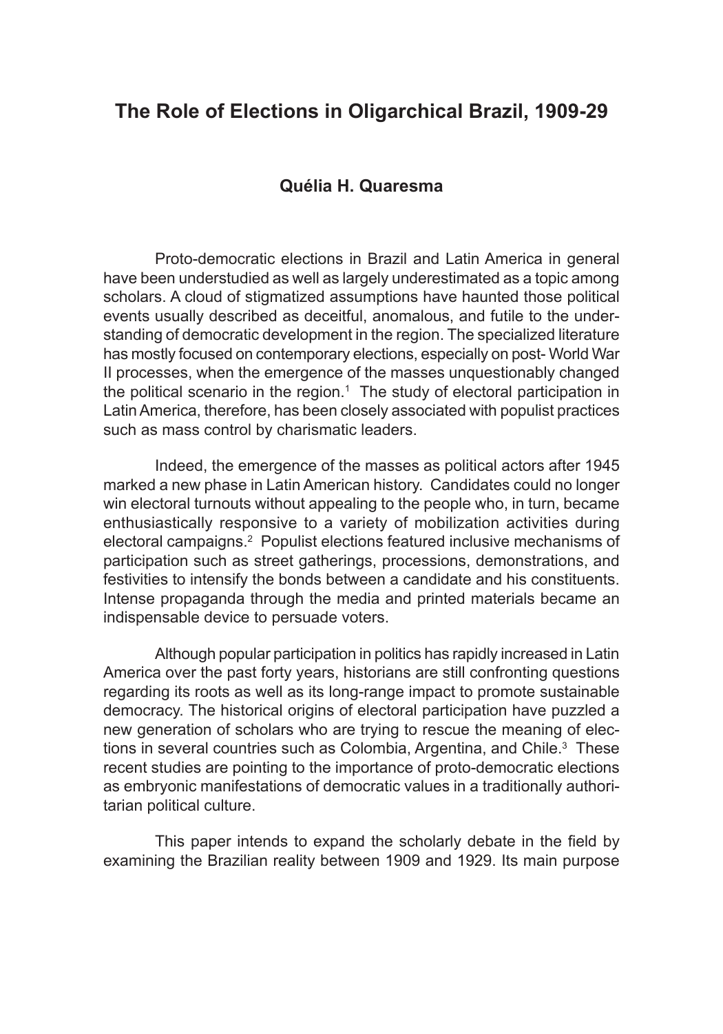# The Role of Elections in Oligarchical Brazil, 1909-29

**Quélia H. Quaresma**

Proto-democratic elections in Brazil and Latin America in general have been understudied as well as largely underestimated as a topic among scholars. A cloud of stigmatized assumptions have haunted those political events usually described as deceitful, anomalous, and futile to the understanding of democratic development in the region. The specialized literature has mostly focused on contemporary elections, especially on post- World War II processes, when the emergence of the masses unquestionably changed the political scenario in the region.[1] The study of electoral participation in Latin America, therefore, has been closely associated with populist practices such as mass control by charismatic leaders.

Indeed, the emergence of the masses as political actors after 1945 marked a new phase in Latin American history. Candidates could no longer win electoral turnouts without appealing to the people who, in turn, became enthusiastically responsive to a variety of mobilization activities during electoral campaigns.[2] Populist elections featured inclusive mechanisms of participation such as street gatherings, processions, demonstrations, and festivities to intensify the bonds between a candidate and his constituents. Intense propaganda through the media and printed materials became an indispensable device to persuade voters.

Although popular participation in politics has rapidly increased in Latin America over the past forty years, historians are still confronting questions regarding its roots as well as its long-range impact to promote sustainable democracy. The historical origins of electoral participation have puzzled a new generation of scholars who are trying to rescue the meaning of elections in several countries such as Colombia, Argentina, and Chile.[3] These recent studies are pointing to the importance of proto-democratic elections as embryonic manifestations of democratic values in a traditionally authoritarian political culture.

This paper intends to expand the scholarly debate in the field by examining the Brazilian reality between 1909 and 1929. Its main purpose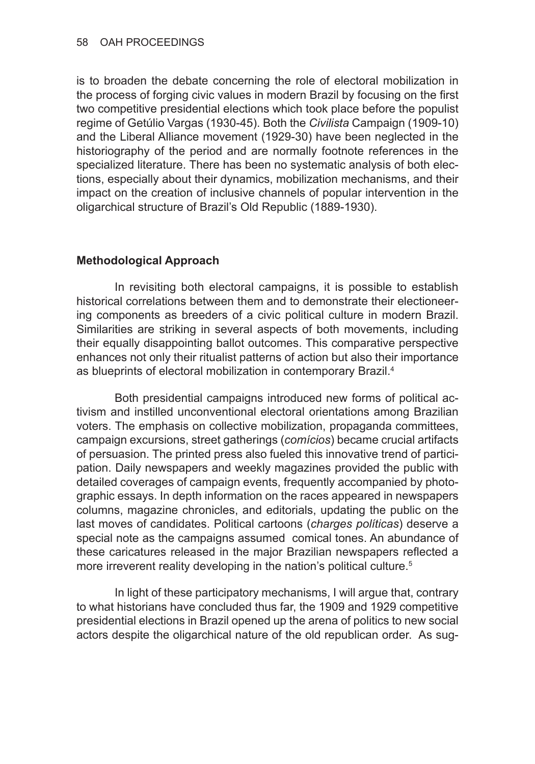is to broaden the debate concerning the role of electoral mobilization in the process of forging civic values in modern Brazil by focusing on the first two competitive presidential elections which took place before the populist regime of Getúlio Vargas (1930-45). Both the *Civilista* Campaign (1909-10) and the Liberal Alliance movement (1929-30) have been neglected in the historiography of the period and are normally footnote references in the specialized literature. There has been no systematic analysis of both elections, especially about their dynamics, mobilization mechanisms, and their impact on the creation of inclusive channels of popular intervention in the oligarchical structure of Brazil's Old Republic (1889-1930).

**Methodological Approach**

In revisiting both electoral campaigns, it is possible to establish historical correlations between them and to demonstrate their electioneering components as breeders of a civic political culture in modern Brazil. Similarities are striking in several aspects of both movements, including their equally disappointing ballot outcomes. This comparative perspective enhances not only their ritualist patterns of action but also their importance as blueprints of electoral mobilization in contemporary Brazil.[4]

Both presidential campaigns introduced new forms of political activism and instilled unconventional electoral orientations among Brazilian voters. The emphasis on collective mobilization, propaganda committees, campaign excursions, street gatherings (*comícios*) became crucial artifacts of persuasion. The printed press also fueled this innovative trend of participation. Daily newspapers and weekly magazines provided the public with detailed coverages of campaign events, frequently accompanied by photographic essays. In depth information on the races appeared in newspapers columns, magazine chronicles, and editorials, updating the public on the last moves of candidates. Political cartoons (*charges políticas*) deserve a special note as the campaigns assumed comical tones. An abundance of these caricatures released in the major Brazilian newspapers reflected a more irreverent reality developing in the nation's political culture.[5]

In light of these participatory mechanisms, I will argue that, contrary to what historians have concluded thus far, the 1909 and 1929 competitive presidential elections in Brazil opened up the arena of politics to new social actors despite the oligarchical nature of the old republican order. As sug-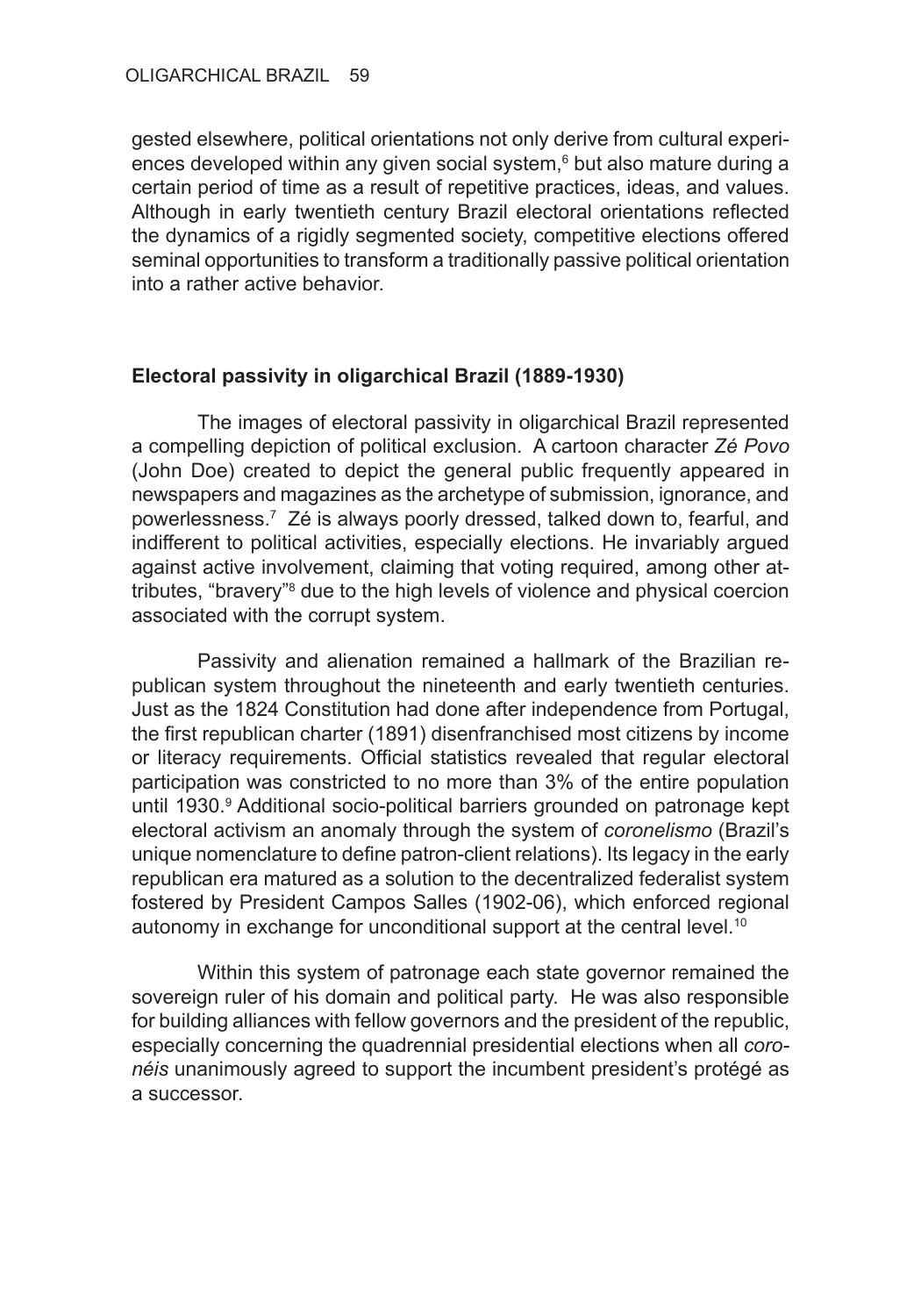gested elsewhere, political orientations not only derive from cultural experiences developed within any given social system,[6] but also mature during a certain period of time as a result of repetitive practices, ideas, and values. Although in early twentieth century Brazil electoral orientations reflected the dynamics of a rigidly segmented society, competitive elections offered seminal opportunities to transform a traditionally passive political orientation into a rather active behavior.

## Electoral passivity in oligarchical Brazil (1889-1930)

The images of electoral passivity in oligarchical Brazil represented a compelling depiction of political exclusion. A cartoon character *Zé Povo* (John Doe) created to depict the general public frequently appeared in newspapers and magazines as the archetype of submission, ignorance, and powerlessness.[7] Zé is always poorly dressed, talked down to, fearful, and indifferent to political activities, especially elections. He invariably argued against active involvement, claiming that voting required, among other attributes, "bravery"[8] due to the high levels of violence and physical coercion associated with the corrupt system.

Passivity and alienation remained a hallmark of the Brazilian republican system throughout the nineteenth and early twentieth centuries. Just as the 1824 Constitution had done after independence from Portugal, the first republican charter (1891) disenfranchised most citizens by income or literacy requirements. Official statistics revealed that regular electoral participation was constricted to no more than 3% of the entire population until 1930.[9] Additional socio-political barriers grounded on patronage kept electoral activism an anomaly through the system of *coronelismo* (Brazil's unique nomenclature to define patron-client relations). Its legacy in the early republican era matured as a solution to the decentralized federalist system fostered by President Campos Salles (1902-06), which enforced regional autonomy in exchange for unconditional support at the central level.[10]

Within this system of patronage each state governor remained the sovereign ruler of his domain and political party. He was also responsible for building alliances with fellow governors and the president of the republic, especially concerning the quadrennial presidential elections when all *coronéis* unanimously agreed to support the incumbent president's protégé as a successor.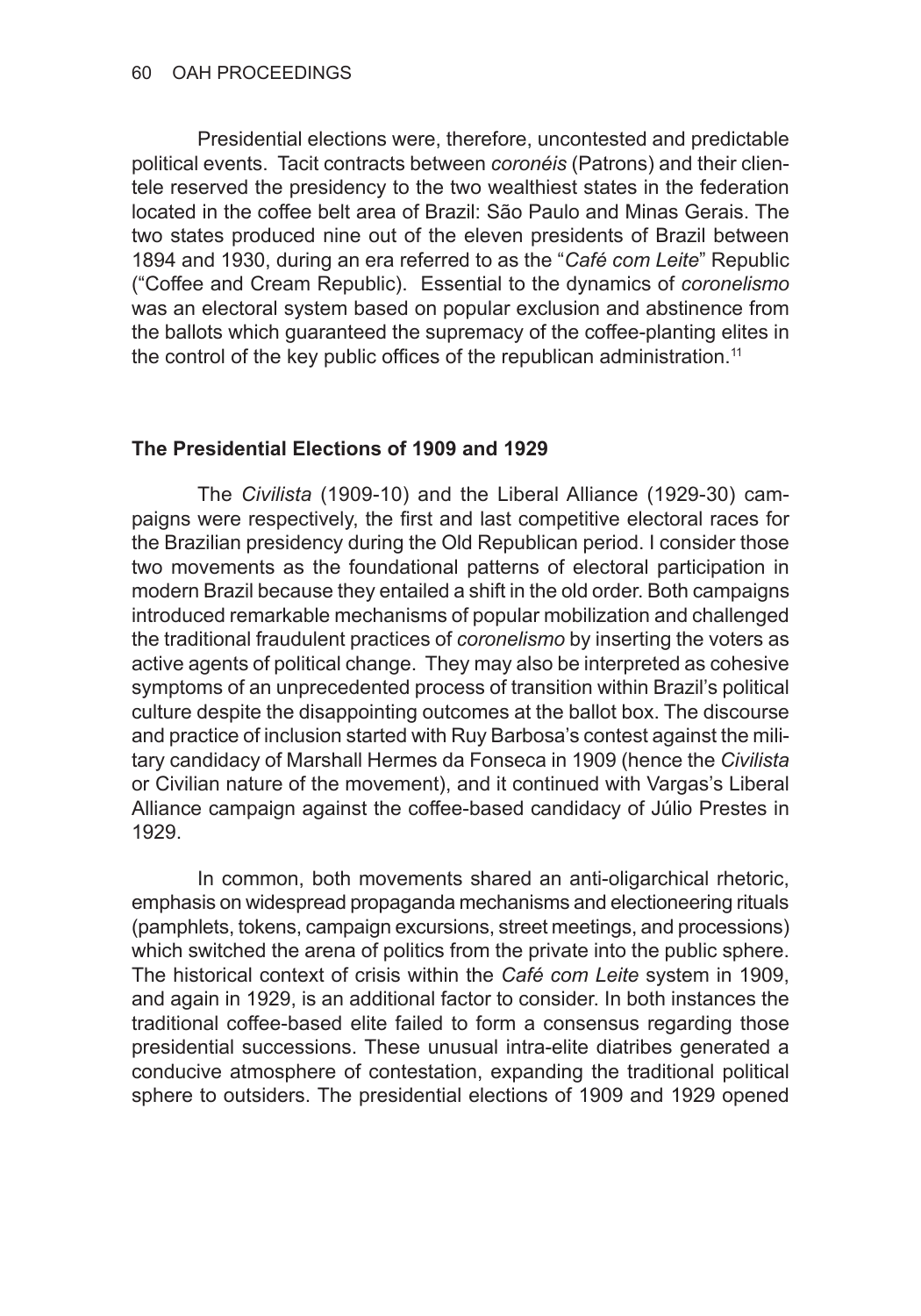Presidential elections were, therefore, uncontested and predictable political events. Tacit contracts between *coronéis* (Patrons) and their clientele reserved the presidency to the two wealthiest states in the federation located in the coffee belt area of Brazil: São Paulo and Minas Gerais. The two states produced nine out of the eleven presidents of Brazil between 1894 and 1930, during an era referred to as the "*Café com Leite*" Republic ("Coffee and Cream Republic). Essential to the dynamics of *coronelismo* was an electoral system based on popular exclusion and abstinence from the ballots which guaranteed the supremacy of the coffee-planting elites in the control of the key public offices of the republican administration.[11]

## The Presidential Elections of 1909 and 1929

The *Civilista* (1909-10) and the Liberal Alliance (1929-30) campaigns were respectively, the first and last competitive electoral races for the Brazilian presidency during the Old Republican period. I consider those two movements as the foundational patterns of electoral participation in modern Brazil because they entailed a shift in the old order. Both campaigns introduced remarkable mechanisms of popular mobilization and challenged the traditional fraudulent practices of *coronelismo* by inserting the voters as active agents of political change. They may also be interpreted as cohesive symptoms of an unprecedented process of transition within Brazil's political culture despite the disappointing outcomes at the ballot box. The discourse and practice of inclusion started with Ruy Barbosa's contest against the military candidacy of Marshall Hermes da Fonseca in 1909 (hence the *Civilista* or Civilian nature of the movement), and it continued with Vargas's Liberal Alliance campaign against the coffee-based candidacy of Júlio Prestes in 1929.

In common, both movements shared an anti-oligarchical rhetoric, emphasis on widespread propaganda mechanisms and electioneering rituals (pamphlets, tokens, campaign excursions, street meetings, and processions) which switched the arena of politics from the private into the public sphere. The historical context of crisis within the *Café com Leite* system in 1909, and again in 1929, is an additional factor to consider. In both instances the traditional coffee-based elite failed to form a consensus regarding those presidential successions. These unusual intra-elite diatribes generated a conducive atmosphere of contestation, expanding the traditional political sphere to outsiders. The presidential elections of 1909 and 1929 opened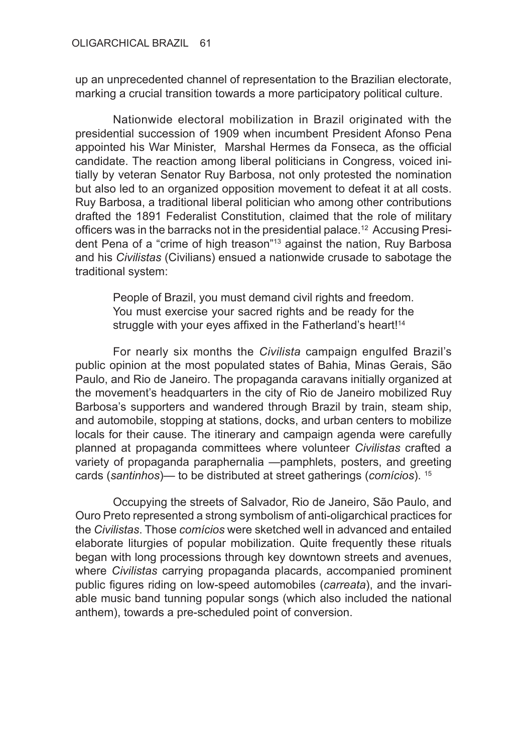up an unprecedented channel of representation to the Brazilian electorate, marking a crucial transition towards a more participatory political culture.

Nationwide electoral mobilization in Brazil originated with the presidential succession of 1909 when incumbent President Afonso Pena appointed his War Minister, Marshal Hermes da Fonseca, as the official candidate. The reaction among liberal politicians in Congress, voiced initially by veteran Senator Ruy Barbosa, not only protested the nomination but also led to an organized opposition movement to defeat it at all costs. Ruy Barbosa, a traditional liberal politician who among other contributions drafted the 1891 Federalist Constitution, claimed that the role of military officers was in the barracks not in the presidential palace.[12] Accusing President Pena of a "crime of high treason"[13] against the nation, Ruy Barbosa and his *Civilistas* (Civilians) ensued a nationwide crusade to sabotage the traditional system:

> People of Brazil, you must demand civil rights and freedom. You must exercise your sacred rights and be ready for the struggle with your eyes affixed in the Fatherland's heart![14]

For nearly six months the *Civilista* campaign engulfed Brazil's public opinion at the most populated states of Bahia, Minas Gerais, São Paulo, and Rio de Janeiro. The propaganda caravans initially organized at the movement's headquarters in the city of Rio de Janeiro mobilized Ruy Barbosa's supporters and wandered through Brazil by train, steam ship, and automobile, stopping at stations, docks, and urban centers to mobilize locals for their cause. The itinerary and campaign agenda were carefully planned at propaganda committees where volunteer *Civilistas* crafted a variety of propaganda paraphernalia —pamphlets, posters, and greeting cards (*santinhos*)— to be distributed at street gatherings (*comícios*). [15]

Occupying the streets of Salvador, Rio de Janeiro, São Paulo, and Ouro Preto represented a strong symbolism of anti-oligarchical practices for the *Civilistas*. Those *comícios* were sketched well in advanced and entailed elaborate liturgies of popular mobilization. Quite frequently these rituals began with long processions through key downtown streets and avenues, where *Civilistas* carrying propaganda placards, accompanied prominent public figures riding on low-speed automobiles (*carreata*), and the invariable music band tunning popular songs (which also included the national anthem), towards a pre-scheduled point of conversion.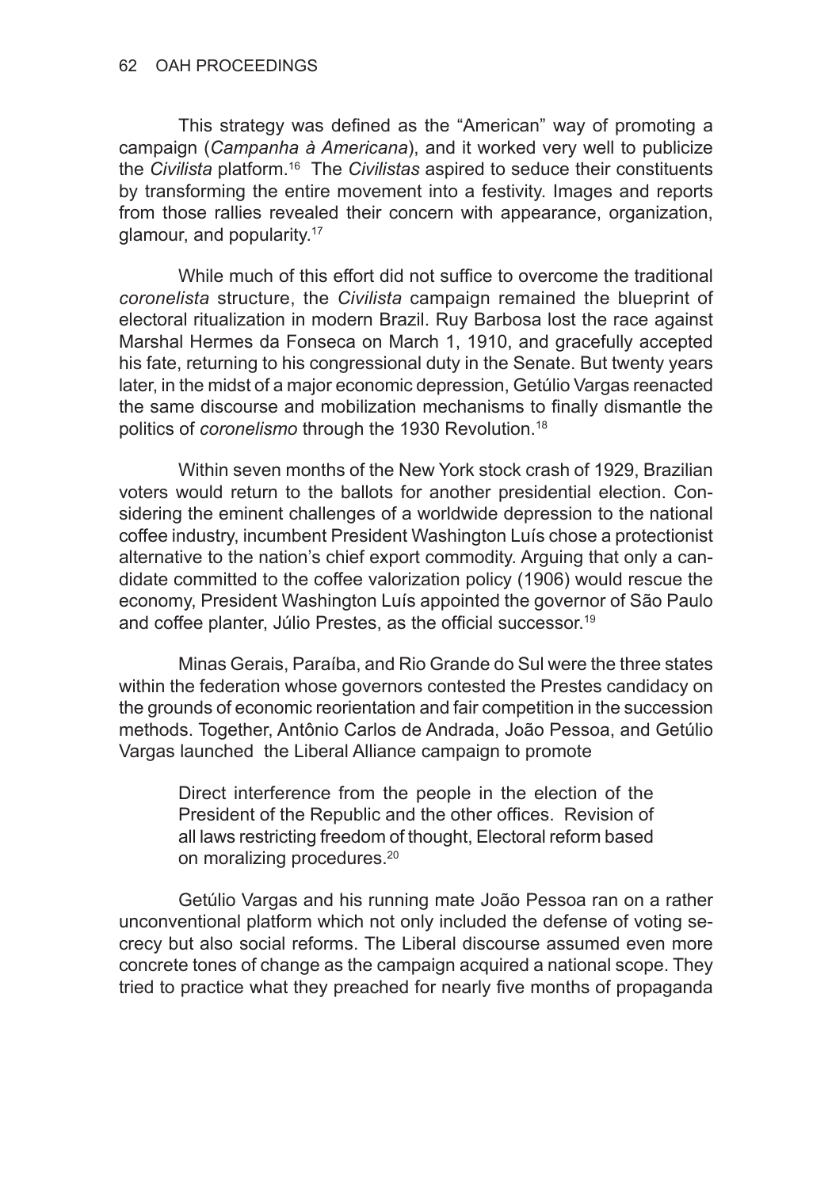This strategy was defined as the "American" way of promoting a campaign (*Campanha à Americana*), and it worked very well to publicize the *Civilista* platform.[16] The *Civilistas* aspired to seduce their constituents by transforming the entire movement into a festivity. Images and reports from those rallies revealed their concern with appearance, organization, glamour, and popularity.[17]

While much of this effort did not suffice to overcome the traditional *coronelista* structure, the *Civilista* campaign remained the blueprint of electoral ritualization in modern Brazil. Ruy Barbosa lost the race against Marshal Hermes da Fonseca on March 1, 1910, and gracefully accepted his fate, returning to his congressional duty in the Senate. But twenty years later, in the midst of a major economic depression, Getúlio Vargas reenacted the same discourse and mobilization mechanisms to finally dismantle the politics of *coronelismo* through the 1930 Revolution.[18]

Within seven months of the New York stock crash of 1929, Brazilian voters would return to the ballots for another presidential election. Considering the eminent challenges of a worldwide depression to the national coffee industry, incumbent President Washington Luís chose a protectionist alternative to the nation's chief export commodity. Arguing that only a candidate committed to the coffee valorization policy (1906) would rescue the economy, President Washington Luís appointed the governor of São Paulo and coffee planter, Júlio Prestes, as the official successor.[19]

Minas Gerais, Paraíba, and Rio Grande do Sul were the three states within the federation whose governors contested the Prestes candidacy on the grounds of economic reorientation and fair competition in the succession methods. Together, Antônio Carlos de Andrada, João Pessoa, and Getúlio Vargas launched the Liberal Alliance campaign to promote

> Direct interference from the people in the election of the President of the Republic and the other offices. Revision of all laws restricting freedom of thought, Electoral reform based on moralizing procedures.[20]

Getúlio Vargas and his running mate João Pessoa ran on a rather unconventional platform which not only included the defense of voting secrecy but also social reforms. The Liberal discourse assumed even more concrete tones of change as the campaign acquired a national scope. They tried to practice what they preached for nearly five months of propaganda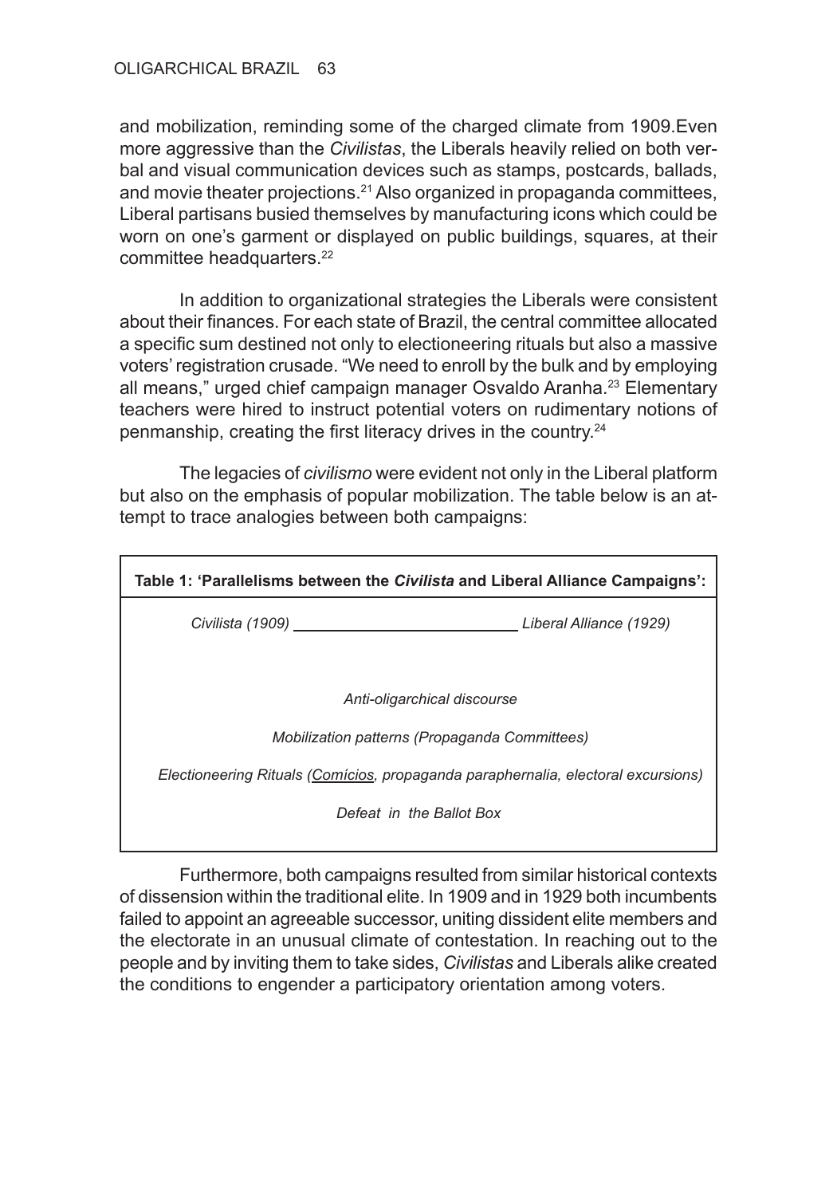and mobilization, reminding some of the charged climate from 1909.Even more aggressive than the *Civilistas*, the Liberals heavily relied on both verbal and visual communication devices such as stamps, postcards, ballads, and movie theater projections.[21] Also organized in propaganda committees, Liberal partisans busied themselves by manufacturing icons which could be worn on one's garment or displayed on public buildings, squares, at their committee headquarters.[22]

In addition to organizational strategies the Liberals were consistent about their finances. For each state of Brazil, the central committee allocated a specific sum destined not only to electioneering rituals but also a massive voters' registration crusade. "We need to enroll by the bulk and by employing all means," urged chief campaign manager Osvaldo Aranha.[23] Elementary teachers were hired to instruct potential voters on rudimentary notions of penmanship, creating the first literacy drives in the country.[24]

The legacies of *civilismo* were evident not only in the Liberal platform but also on the emphasis of popular mobilization. The table below is an attempt to trace analogies between both campaigns:

**Table 1: 'Parallelisms between the *Civilista* and Liberal Alliance Campaigns':**

| *Civilista (1909)* | *Liberal Alliance (1929)* |
|---|---|
| *Anti-oligarchical discourse* | |
| *Mobilization patterns (Propaganda Committees)* | |
| *Electioneering Rituals (Comícios, propaganda paraphernalia, electoral excursions)* | |
| *Defeat in the Ballot Box* | |

Furthermore, both campaigns resulted from similar historical contexts of dissension within the traditional elite. In 1909 and in 1929 both incumbents failed to appoint an agreeable successor, uniting dissident elite members and the electorate in an unusual climate of contestation. In reaching out to the people and by inviting them to take sides, *Civilistas* and Liberals alike created the conditions to engender a participatory orientation among voters.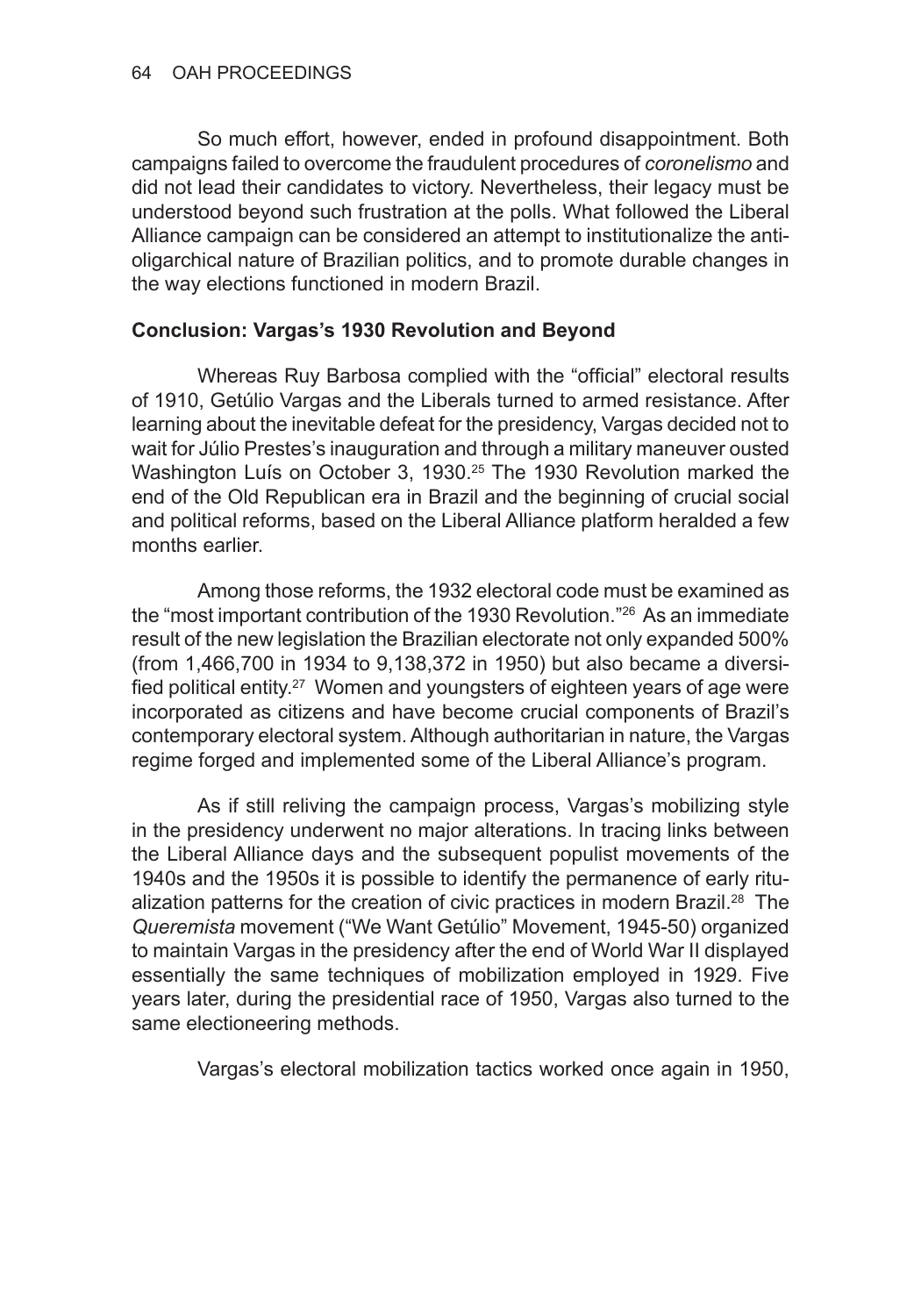So much effort, however, ended in profound disappointment. Both campaigns failed to overcome the fraudulent procedures of *coronelismo* and did not lead their candidates to victory. Nevertheless, their legacy must be understood beyond such frustration at the polls. What followed the Liberal Alliance campaign can be considered an attempt to institutionalize the anti-oligarchical nature of Brazilian politics, and to promote durable changes in the way elections functioned in modern Brazil.

## Conclusion: Vargas's 1930 Revolution and Beyond

Whereas Ruy Barbosa complied with the "official" electoral results of 1910, Getúlio Vargas and the Liberals turned to armed resistance. After learning about the inevitable defeat for the presidency, Vargas decided not to wait for Júlio Prestes's inauguration and through a military maneuver ousted Washington Luís on October 3, 1930.[25] The 1930 Revolution marked the end of the Old Republican era in Brazil and the beginning of crucial social and political reforms, based on the Liberal Alliance platform heralded a few months earlier.

Among those reforms, the 1932 electoral code must be examined as the "most important contribution of the 1930 Revolution."[26] As an immediate result of the new legislation the Brazilian electorate not only expanded 500% (from 1,466,700 in 1934 to 9,138,372 in 1950) but also became a diversified political entity.[27] Women and youngsters of eighteen years of age were incorporated as citizens and have become crucial components of Brazil's contemporary electoral system. Although authoritarian in nature, the Vargas regime forged and implemented some of the Liberal Alliance's program.

As if still reliving the campaign process, Vargas's mobilizing style in the presidency underwent no major alterations. In tracing links between the Liberal Alliance days and the subsequent populist movements of the 1940s and the 1950s it is possible to identify the permanence of early ritualization patterns for the creation of civic practices in modern Brazil.[28] The *Queremista* movement ("We Want Getúlio" Movement, 1945-50) organized to maintain Vargas in the presidency after the end of World War II displayed essentially the same techniques of mobilization employed in 1929. Five years later, during the presidential race of 1950, Vargas also turned to the same electioneering methods.

Vargas's electoral mobilization tactics worked once again in 1950,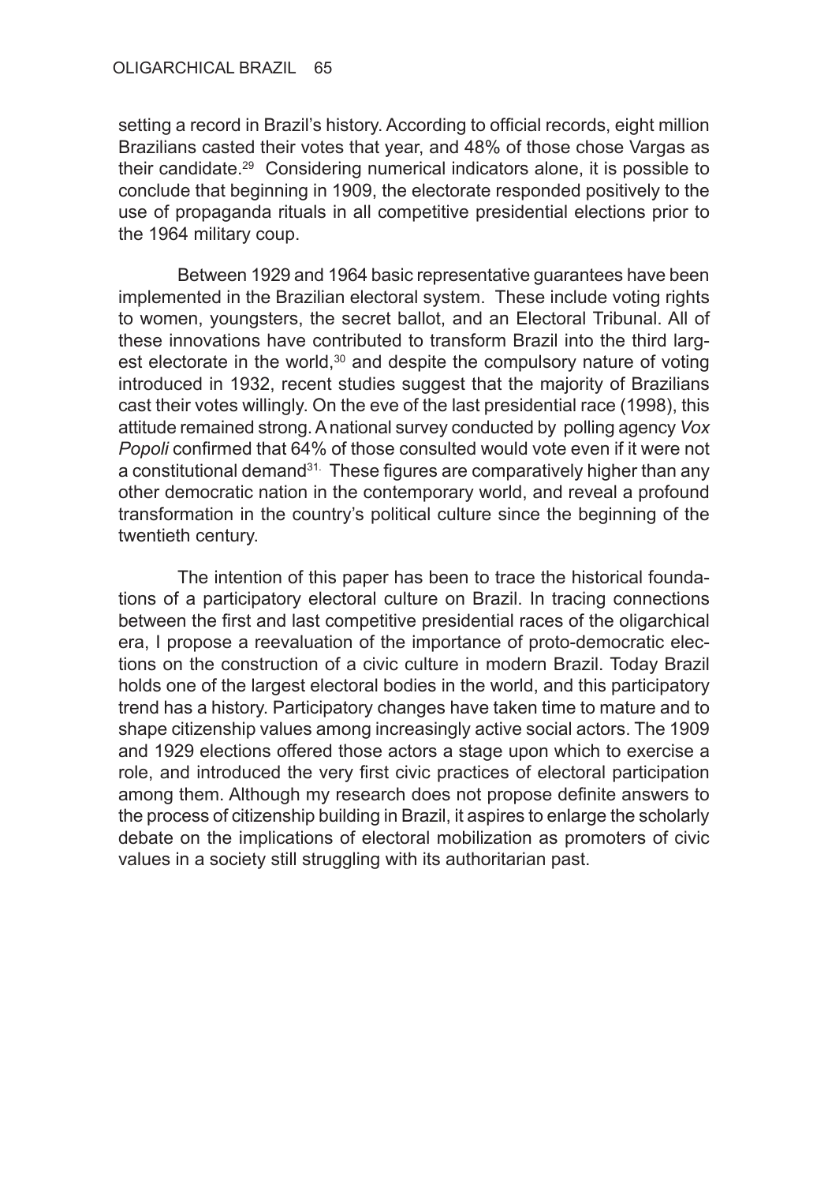setting a record in Brazil's history. According to official records, eight million Brazilians casted their votes that year, and 48% of those chose Vargas as their candidate.[29] Considering numerical indicators alone, it is possible to conclude that beginning in 1909, the electorate responded positively to the use of propaganda rituals in all competitive presidential elections prior to the 1964 military coup.

Between 1929 and 1964 basic representative guarantees have been implemented in the Brazilian electoral system. These include voting rights to women, youngsters, the secret ballot, and an Electoral Tribunal. All of these innovations have contributed to transform Brazil into the third largest electorate in the world,[30] and despite the compulsory nature of voting introduced in 1932, recent studies suggest that the majority of Brazilians cast their votes willingly. On the eve of the last presidential race (1998), this attitude remained strong. A national survey conducted by polling agency *Vox Popoli* confirmed that 64% of those consulted would vote even if it were not a constitutional demand[31]. These figures are comparatively higher than any other democratic nation in the contemporary world, and reveal a profound transformation in the country's political culture since the beginning of the twentieth century.

The intention of this paper has been to trace the historical foundations of a participatory electoral culture on Brazil. In tracing connections between the first and last competitive presidential races of the oligarchical era, I propose a reevaluation of the importance of proto-democratic elections on the construction of a civic culture in modern Brazil. Today Brazil holds one of the largest electoral bodies in the world, and this participatory trend has a history. Participatory changes have taken time to mature and to shape citizenship values among increasingly active social actors. The 1909 and 1929 elections offered those actors a stage upon which to exercise a role, and introduced the very first civic practices of electoral participation among them. Although my research does not propose definite answers to the process of citizenship building in Brazil, it aspires to enlarge the scholarly debate on the implications of electoral mobilization as promoters of civic values in a society still struggling with its authoritarian past.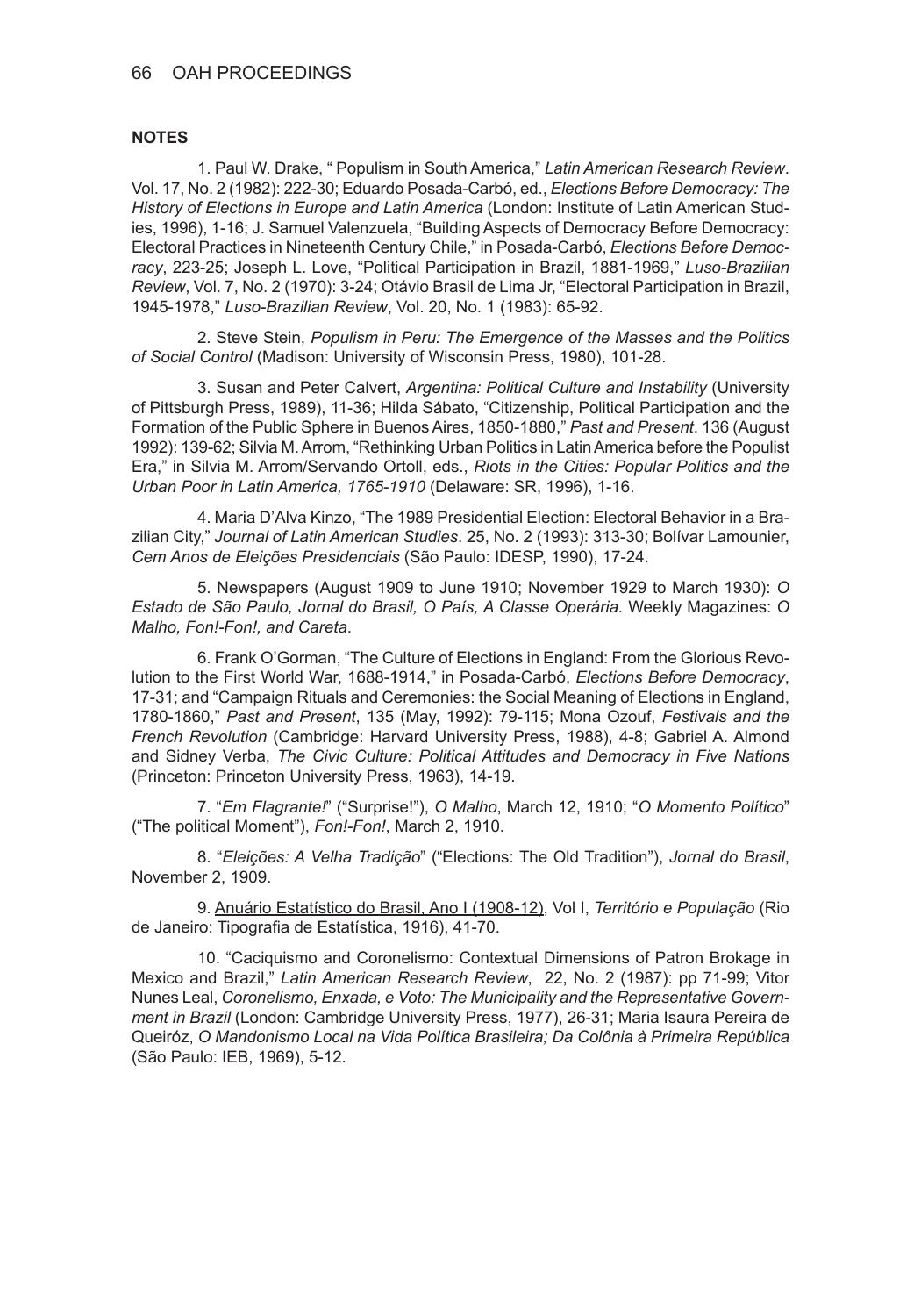**NOTES**

1. Paul W. Drake, " Populism in South America," *Latin American Research Review*. Vol. 17, No. 2 (1982): 222-30; Eduardo Posada-Carbó, ed., *Elections Before Democracy: The History of Elections in Europe and Latin America* (London: Institute of Latin American Studies, 1996), 1-16; J. Samuel Valenzuela, "Building Aspects of Democracy Before Democracy: Electoral Practices in Nineteenth Century Chile," in Posada-Carbó, *Elections Before Democracy*, 223-25; Joseph L. Love, "Political Participation in Brazil, 1881-1969," *Luso-Brazilian Review*, Vol. 7, No. 2 (1970): 3-24; Otávio Brasil de Lima Jr, "Electoral Participation in Brazil, 1945-1978," *Luso-Brazilian Review*, Vol. 20, No. 1 (1983): 65-92.

2. Steve Stein, *Populism in Peru: The Emergence of the Masses and the Politics of Social Control* (Madison: University of Wisconsin Press, 1980), 101-28.

3. Susan and Peter Calvert, *Argentina: Political Culture and Instability* (University of Pittsburgh Press, 1989), 11-36; Hilda Sábato, "Citizenship, Political Participation and the Formation of the Public Sphere in Buenos Aires, 1850-1880," *Past and Present*. 136 (August 1992): 139-62; Silvia M. Arrom, "Rethinking Urban Politics in Latin America before the Populist Era," in Silvia M. Arrom/Servando Ortoll, eds., *Riots in the Cities: Popular Politics and the Urban Poor in Latin America, 1765-1910* (Delaware: SR, 1996), 1-16.

4. Maria D'Alva Kinzo, "The 1989 Presidential Election: Electoral Behavior in a Brazilian City," *Journal of Latin American Studies*. 25, No. 2 (1993): 313-30; Bolívar Lamounier, *Cem Anos de Eleições Presidenciais* (São Paulo: IDESP, 1990), 17-24.

5. Newspapers (August 1909 to June 1910; November 1929 to March 1930): *O Estado de São Paulo, Jornal do Brasil, O País, A Classe Operária.* Weekly Magazines: *O Malho, Fon!-Fon!, and Careta*.

6. Frank O'Gorman, "The Culture of Elections in England: From the Glorious Revolution to the First World War, 1688-1914," in Posada-Carbó, *Elections Before Democracy*, 17-31; and "Campaign Rituals and Ceremonies: the Social Meaning of Elections in England, 1780-1860," *Past and Present*, 135 (May, 1992): 79-115; Mona Ozouf, *Festivals and the French Revolution* (Cambridge: Harvard University Press, 1988), 4-8; Gabriel A. Almond and Sidney Verba, *The Civic Culture: Political Attitudes and Democracy in Five Nations* (Princeton: Princeton University Press, 1963), 14-19.

7. "*Em Flagrante!*" ("Surprise!"), *O Malho*, March 12, 1910; "*O Momento Político*" ("The political Moment"), *Fon!-Fon!*, March 2, 1910.

8. "*Eleições: A Velha Tradição*" ("Elections: The Old Tradition"), *Jornal do Brasil*, November 2, 1909.

9. Anuário Estatístico do Brasil, Ano I (1908-12), Vol I, *Território e População* (Rio de Janeiro: Tipografia de Estatística, 1916), 41-70.

10. "Caciquismo and Coronelismo: Contextual Dimensions of Patron Brokage in Mexico and Brazil," *Latin American Research Review*, 22, No. 2 (1987): pp 71-99; Vitor Nunes Leal, *Coronelismo, Enxada, e Voto: The Municipality and the Representative Government in Brazil* (London: Cambridge University Press, 1977), 26-31; Maria Isaura Pereira de Queiróz, *O Mandonismo Local na Vida Política Brasileira; Da Colônia à Primeira República* (São Paulo: IEB, 1969), 5-12.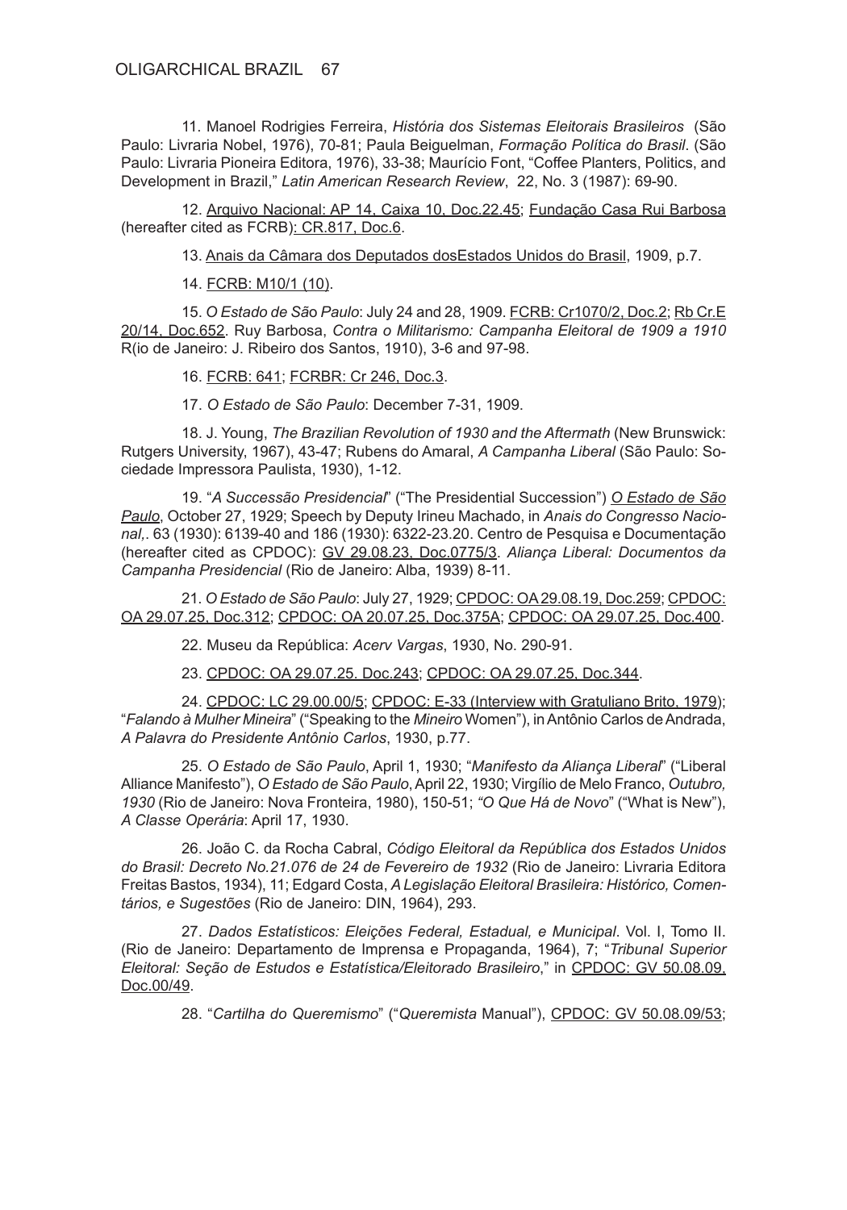11. Manoel Rodrigies Ferreira, *História dos Sistemas Eleitorais Brasileiros* (São Paulo: Livraria Nobel, 1976), 70-81; Paula Beiguelman, *Formação Política do Brasil*. (São Paulo: Livraria Pioneira Editora, 1976), 33-38; Maurício Font, "Coffee Planters, Politics, and Development in Brazil," *Latin American Research Review*, 22, No. 3 (1987): 69-90.

12. Arquivo Nacional: AP 14, Caixa 10, Doc.22.45; Fundação Casa Rui Barbosa (hereafter cited as FCRB): CR.817, Doc.6.

13. Anais da Câmara dos Deputados dosEstados Unidos do Brasil, 1909, p.7.

14. FCRB: M10/1 (10).

15. *O Estado de São Paulo*: July 24 and 28, 1909. FCRB: Cr1070/2, Doc.2; Rb Cr.E 20/14, Doc.652. Ruy Barbosa, *Contra o Militarismo: Campanha Eleitoral de 1909 a 1910* R(io de Janeiro: J. Ribeiro dos Santos, 1910), 3-6 and 97-98.

16. FCRB: 641; FCRBR: Cr 246, Doc.3.

17. *O Estado de São Paulo*: December 7-31, 1909.

18. J. Young, *The Brazilian Revolution of 1930 and the Aftermath* (New Brunswick: Rutgers University, 1967), 43-47; Rubens do Amaral, *A Campanha Liberal* (São Paulo: Sociedade Impressora Paulista, 1930), 1-12.

19. "*A Successão Presidencial*" ("The Presidential Succession") *O Estado de São Paulo*, October 27, 1929; Speech by Deputy Irineu Machado, in *Anais do Congresso Nacional,*. 63 (1930): 6139-40 and 186 (1930): 6322-23.20. Centro de Pesquisa e Documentação (hereafter cited as CPDOC): GV 29.08.23, Doc.0775/3. *Aliança Liberal: Documentos da Campanha Presidencial* (Rio de Janeiro: Alba, 1939) 8-11.

21. *O Estado de São Paulo*: July 27, 1929; CPDOC: OA 29.08.19, Doc.259; CPDOC: OA 29.07.25, Doc.312; CPDOC: OA 20.07.25, Doc.375A; CPDOC: OA 29.07.25, Doc.400.

22. Museu da República: *Acerv Vargas*, 1930, No. 290-91.

23. CPDOC: OA 29.07.25. Doc.243; CPDOC: OA 29.07.25, Doc.344.

24. CPDOC: LC 29.00.00/5; CPDOC: E-33 (Interview with Gratuliano Brito, 1979); "*Falando à Mulher Mineira*" ("Speaking to the *Mineiro* Women"), in Antônio Carlos de Andrada, *A Palavra do Presidente Antônio Carlos*, 1930, p.77.

25. *O Estado de São Paulo*, April 1, 1930; "*Manifesto da Aliança Liberal*" ("Liberal Alliance Manifesto"), *O Estado de São Paulo*, April 22, 1930; Virgílio de Melo Franco, *Outubro, 1930* (Rio de Janeiro: Nova Fronteira, 1980), 150-51; *"O Que Há de Novo*" ("What is New"), *A Classe Operária*: April 17, 1930.

26. João C. da Rocha Cabral, *Código Eleitoral da República dos Estados Unidos do Brasil: Decreto No.21.076 de 24 de Fevereiro de 1932* (Rio de Janeiro: Livraria Editora Freitas Bastos, 1934), 11; Edgard Costa, *A Legislação Eleitoral Brasileira: Histórico, Comentários, e Sugestões* (Rio de Janeiro: DIN, 1964), 293.

27. *Dados Estatísticos: Eleições Federal, Estadual, e Municipal*. Vol. I, Tomo II. (Rio de Janeiro: Departamento de Imprensa e Propaganda, 1964), 7; "*Tribunal Superior Eleitoral: Seção de Estudos e Estatística/Eleitorado Brasileiro*," in CPDOC: GV 50.08.09, Doc.00/49.

28. "*Cartilha do Queremismo*" ("*Queremista* Manual"), CPDOC: GV 50.08.09/53;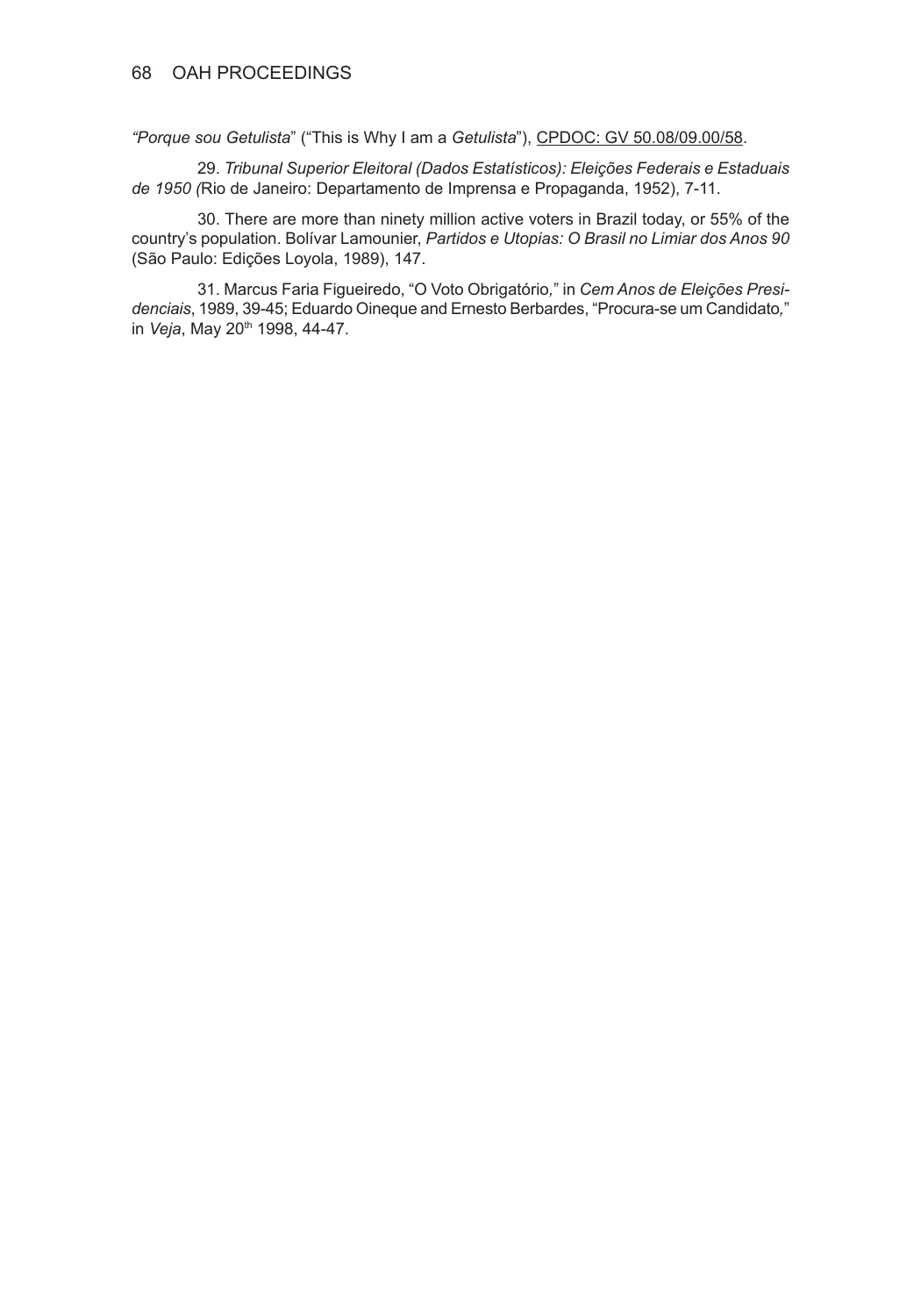*"Porque sou Getulista*" ("This is Why I am a *Getulista*"), CPDOC: GV 50.08/09.00/58.

29. *Tribunal Superior Eleitoral (Dados Estatísticos): Eleições Federais e Estaduais de 1950 (*Rio de Janeiro: Departamento de Imprensa e Propaganda, 1952), 7-11.

30. There are more than ninety million active voters in Brazil today, or 55% of the country's population. Bolívar Lamounier, *Partidos e Utopias: O Brasil no Limiar dos Anos 90* (São Paulo: Edições Loyola, 1989), 147.

31. Marcus Faria Figueiredo, "O Voto Obrigatório*,*" in *Cem Anos de Eleições Presidenciais*, 1989, 39-45; Eduardo Oineque and Ernesto Berbardes, "Procura-se um Candidato*,*" in *Veja*, May 20th 1998, 44-47.